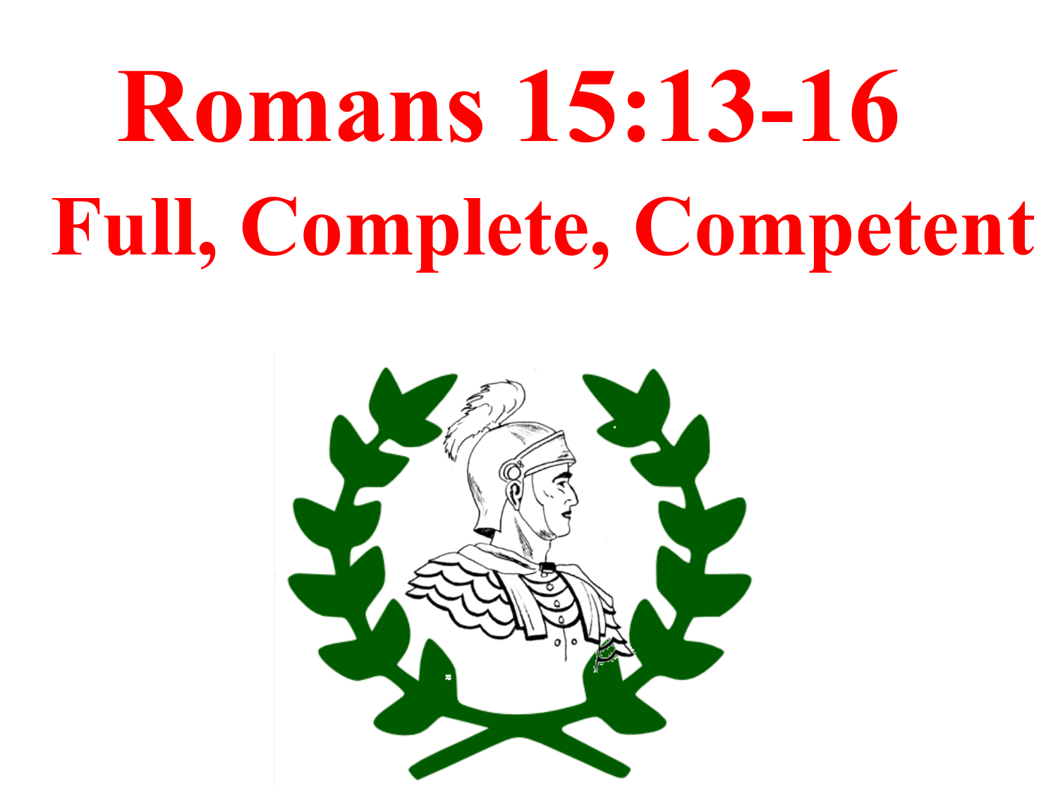# Romans 15:13-16

## Full, Complete, Competent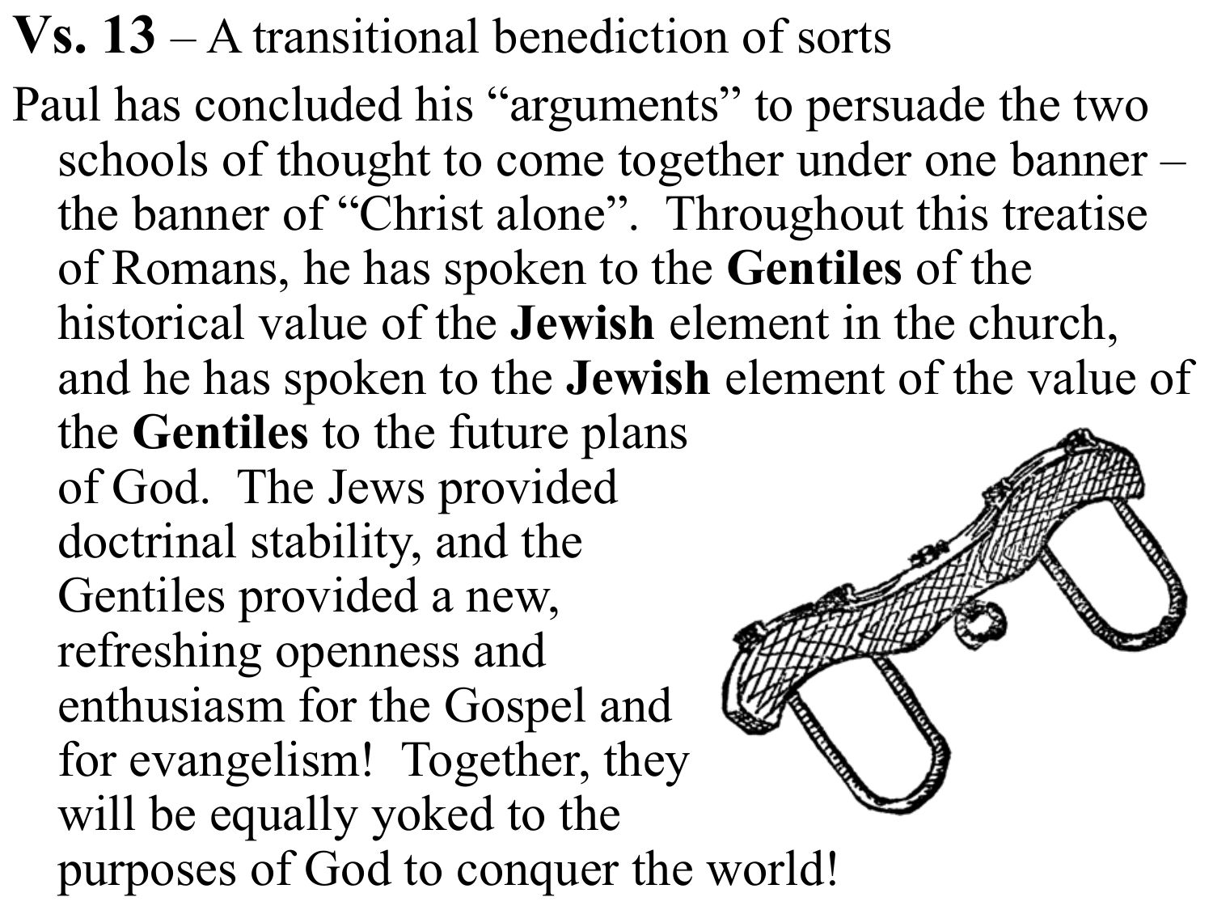**Vs. 13** – A transitional benediction of sorts

Paul has concluded his "arguments" to persuade the two schools of thought to come together under one banner – the banner of "Christ alone". Throughout this treatise of Romans, he has spoken to the **Gentiles** of the historical value of the **Jewish** element in the church, and he has spoken to the **Jewish** element of the value of the **Gentiles** to the future plans of God. The Jews provided doctrinal stability, and the Gentiles provided a new, refreshing openness and enthusiasm for the Gospel and for evangelism! Together, they will be equally yoked to the purposes of God to conquer the world!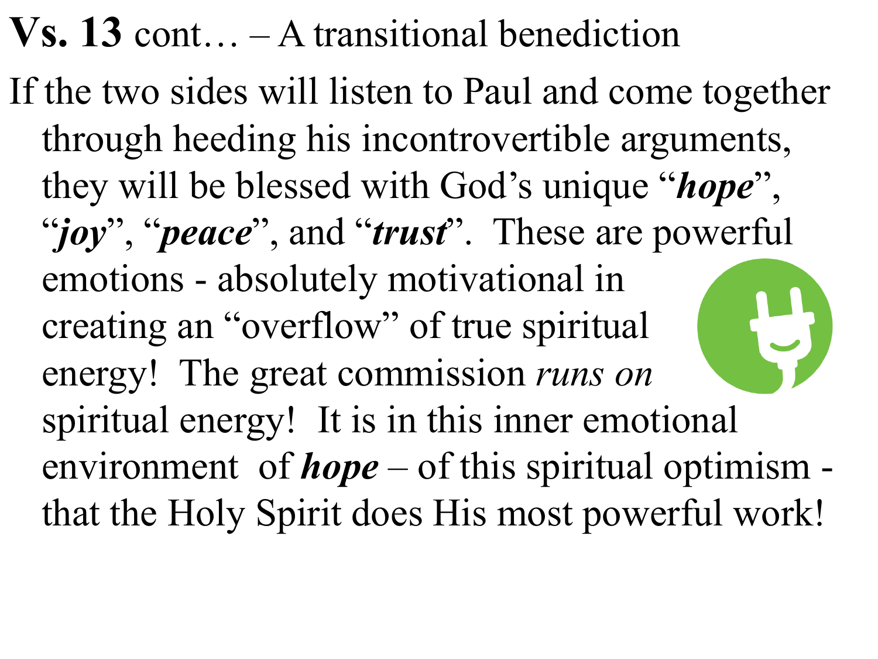**Vs. 13** cont… – A transitional benediction

If the two sides will listen to Paul and come together through heeding his incontrovertible arguments, they will be blessed with God's unique "***hope***", "***joy***", "***peace***", and "***trust***". These are powerful emotions - absolutely motivational in creating an "overflow" of true spiritual energy! The great commission *runs on* spiritual energy! It is in this inner emotional environment of ***hope*** – of this spiritual optimism - that the Holy Spirit does His most powerful work!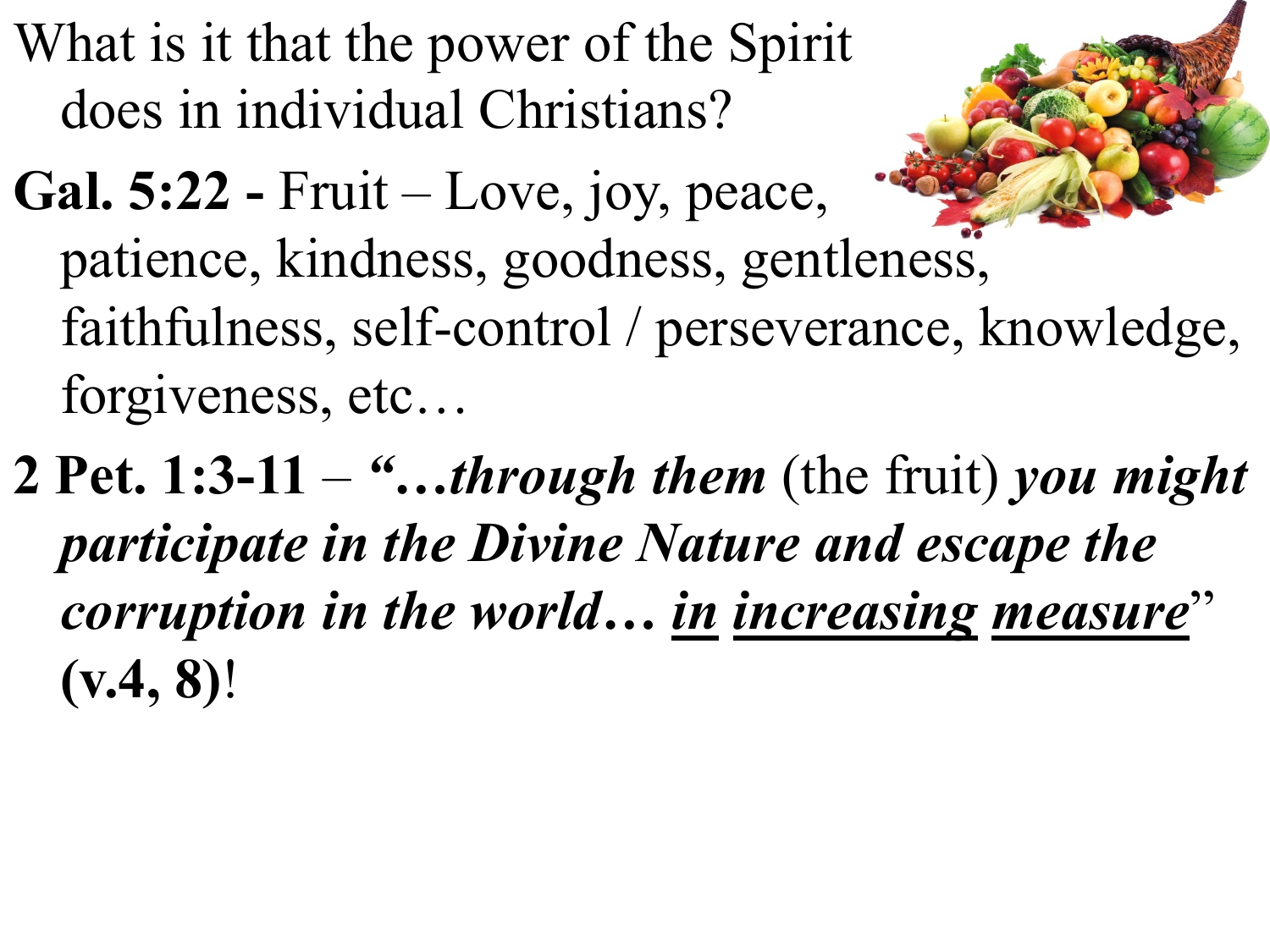What is it that the power of the Spirit does in individual Christians?

**Gal. 5:22 -** Fruit – Love, joy, peace, patience, kindness, goodness, gentleness, faithfulness, self-control / perseverance, knowledge, forgiveness, etc…

**2 Pet. 1:3-11** – ***"…through them*** (the fruit) ***you might participate in the Divine Nature and escape the corruption in the world… <u>in</u> <u>increasing</u> <u>measure</u>***" **(v.4, 8)**!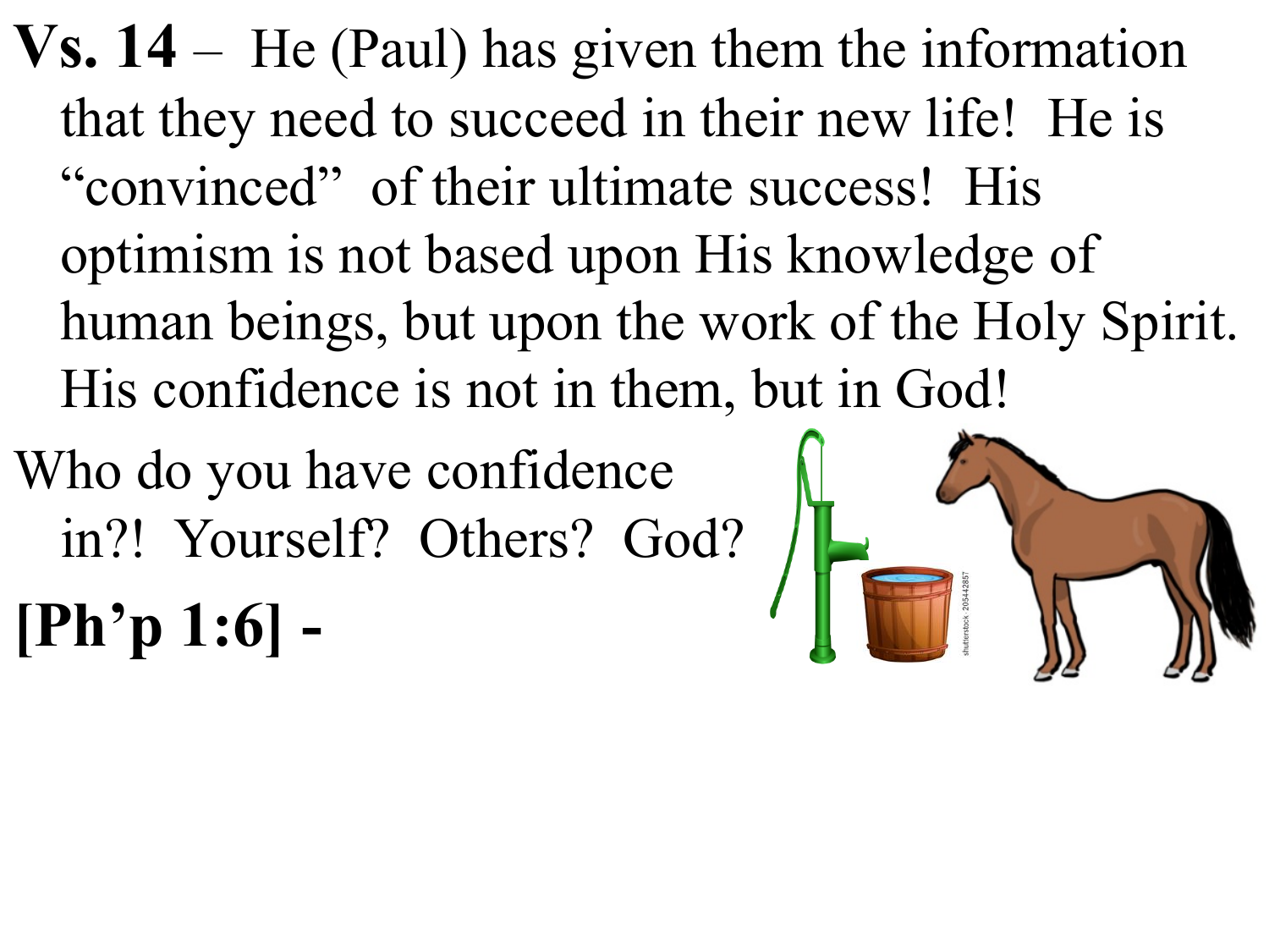**Vs. 14** – He (Paul) has given them the information that they need to succeed in their new life! He is "convinced" of their ultimate success! His optimism is not based upon His knowledge of human beings, but upon the work of the Holy Spirit. His confidence is not in them, but in God!

Who do you have confidence in?! Yourself? Others? God?

**[Ph'p 1:6] -**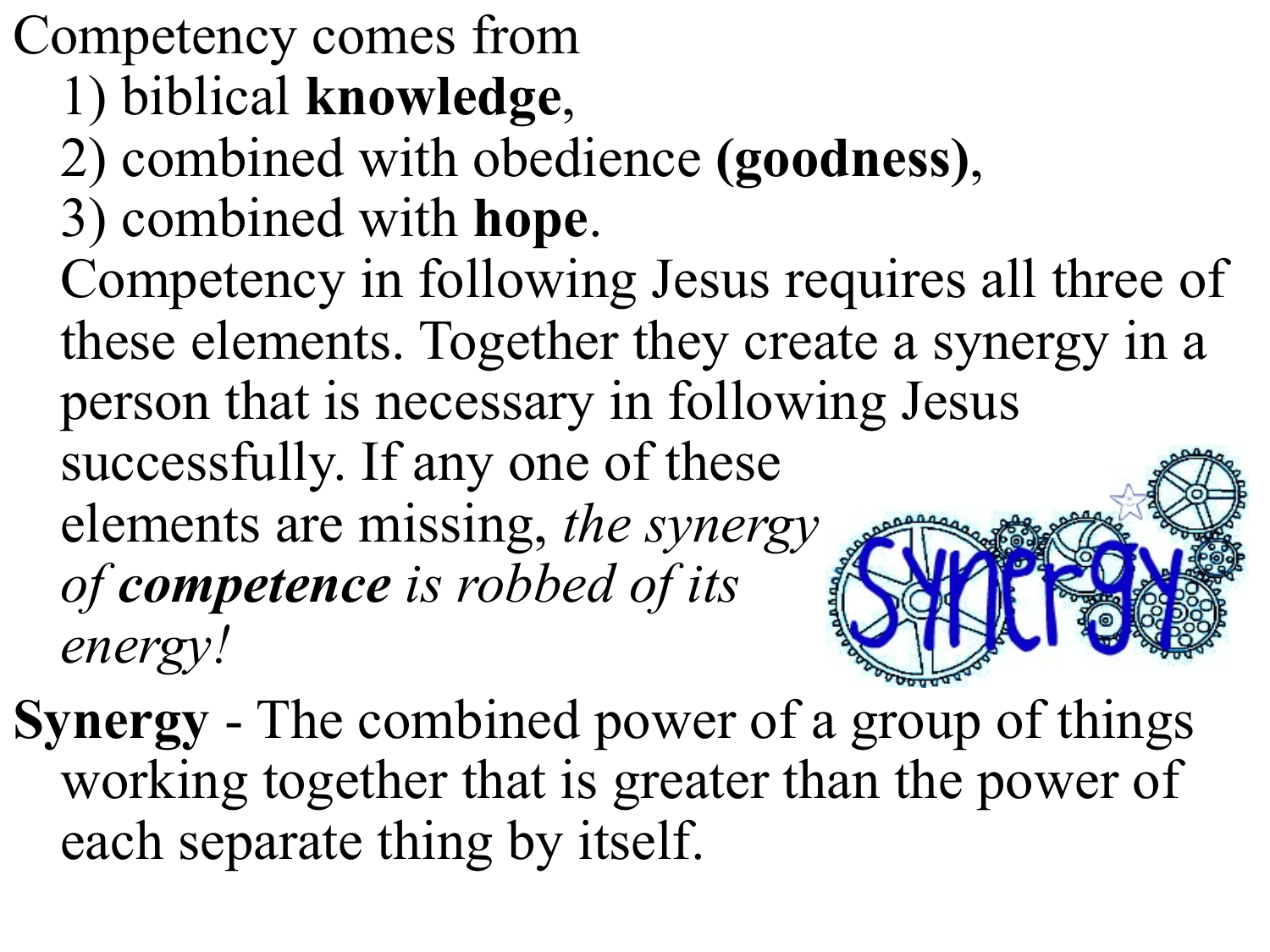Competency comes from

1) biblical **knowledge**,
2) combined with obedience **(goodness)**,
3) combined with **hope**.

Competency in following Jesus requires all three of these elements. Together they create a synergy in a person that is necessary in following Jesus successfully. If any one of these elements are missing, *the synergy of **competence** is robbed of its energy!*

**Synergy** - The combined power of a group of things working together that is greater than the power of each separate thing by itself.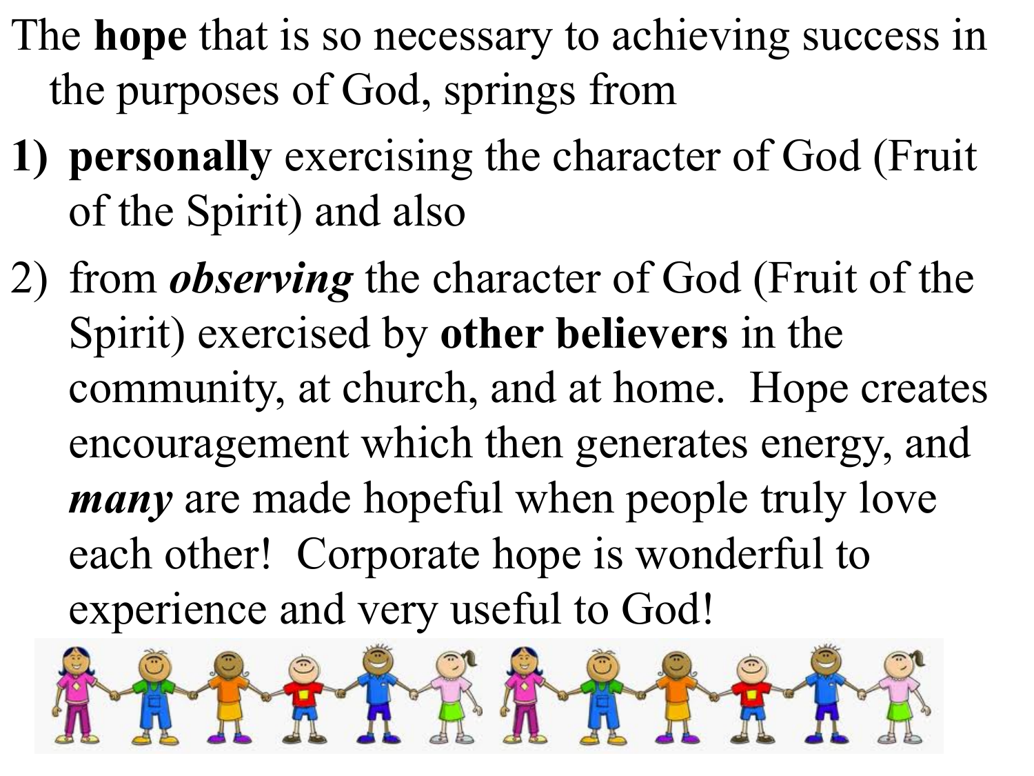The **hope** that is so necessary to achieving success in the purposes of God, springs from

1) **personally** exercising the character of God (Fruit of the Spirit) and also
2) from ***observing*** the character of God (Fruit of the Spirit) exercised by **other believers** in the community, at church, and at home. Hope creates encouragement which then generates energy, and ***many*** are made hopeful when people truly love each other! Corporate hope is wonderful to experience and very useful to God!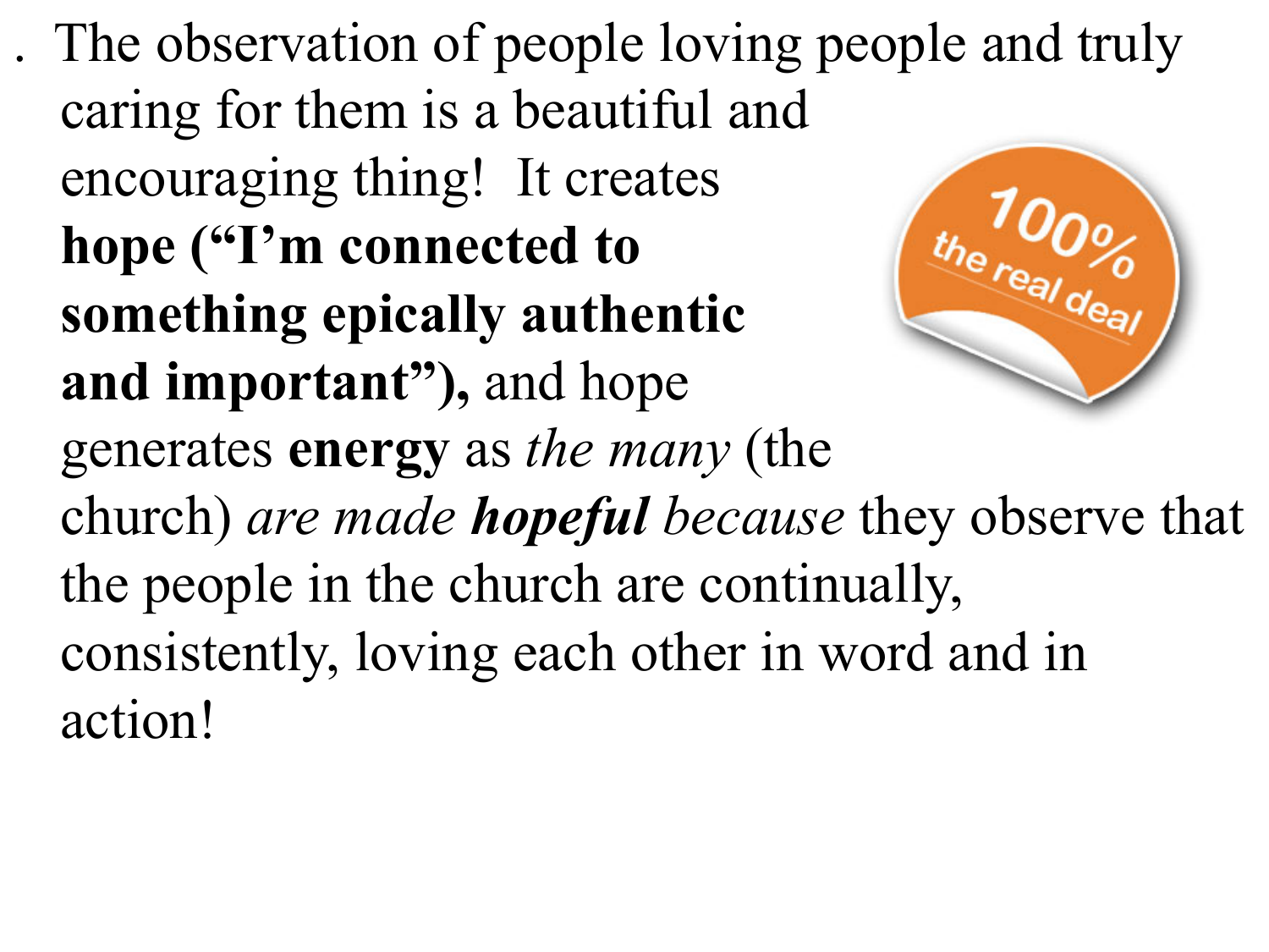. The observation of people loving people and truly caring for them is a beautiful and encouraging thing! It creates **hope ("I'm connected to something epically authentic and important"),** and hope generates **energy** as *the many* (the church) *are made **hopeful** because* they observe that the people in the church are continually, consistently, loving each other in word and in action!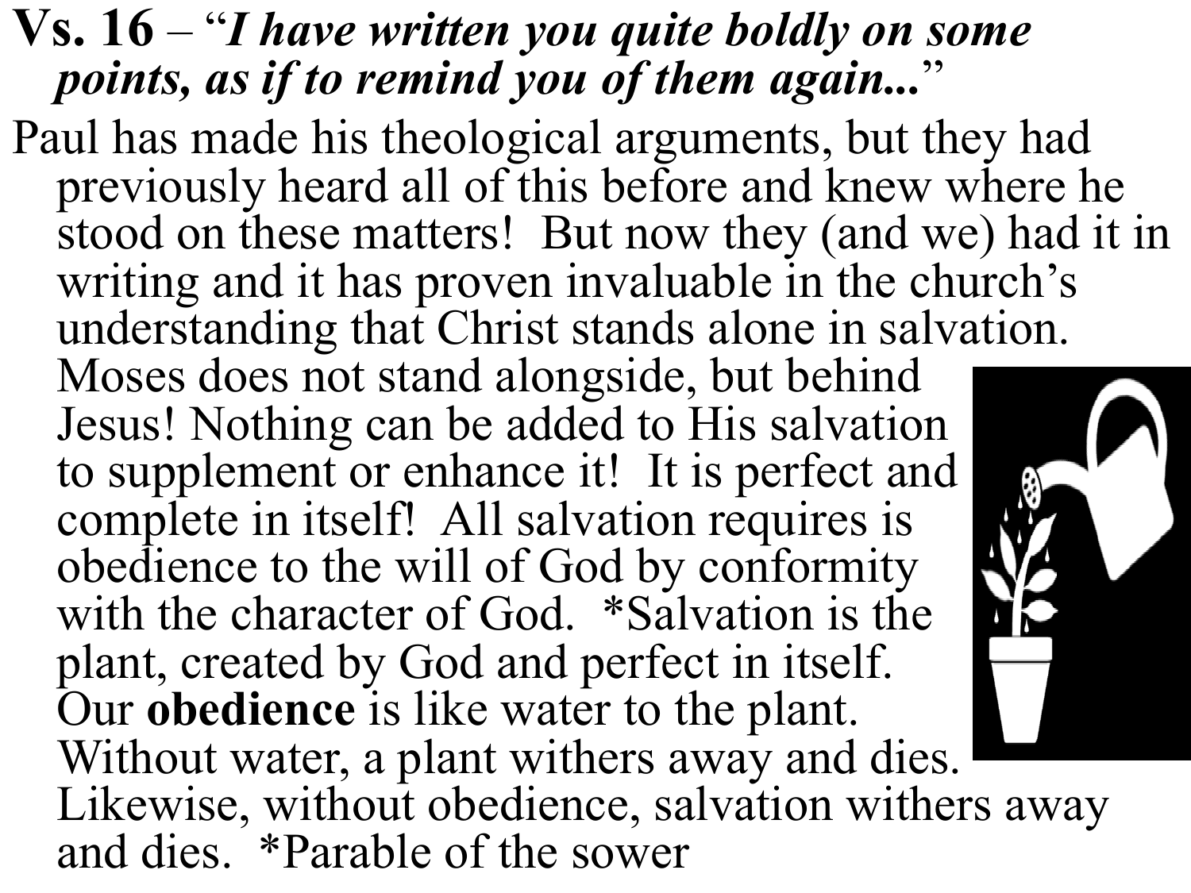**Vs. 16** – "***I have written you quite boldly on some points, as if to remind you of them again...***"

Paul has made his theological arguments, but they had previously heard all of this before and knew where he stood on these matters! But now they (and we) had it in writing and it has proven invaluable in the church's understanding that Christ stands alone in salvation. Moses does not stand alongside, but behind Jesus! Nothing can be added to His salvation to supplement or enhance it! It is perfect and complete in itself! All salvation requires is obedience to the will of God by conformity with the character of God. *Salvation is the plant, created by God and perfect in itself. Our **obedience** is like water to the plant. Without water, a plant withers away and dies. Likewise, without obedience, salvation withers away and dies. *Parable of the sower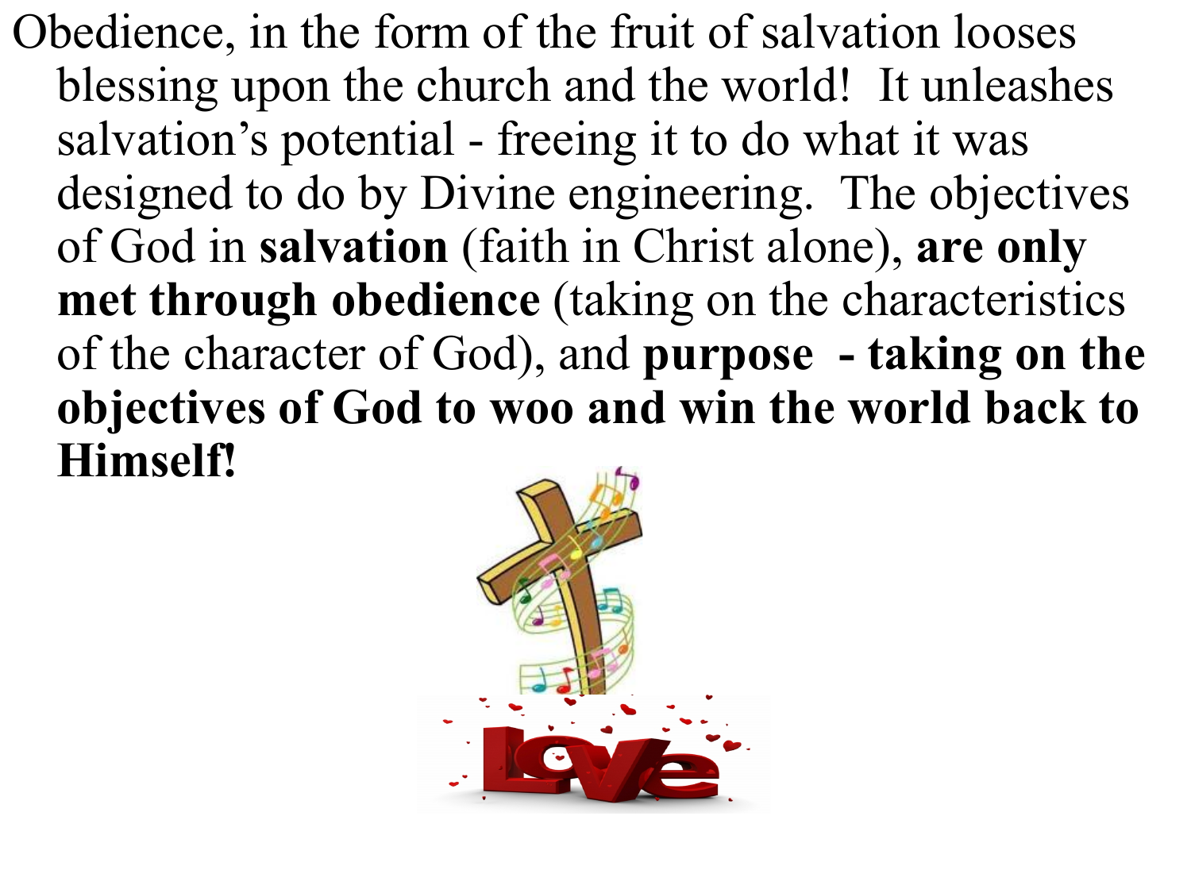Obedience, in the form of the fruit of salvation looses blessing upon the church and the world! It unleashes salvation's potential - freeing it to do what it was designed to do by Divine engineering. The objectives of God in **salvation** (faith in Christ alone), **are only met through obedience** (taking on the characteristics of the character of God), and **purpose - taking on the objectives of God to woo and win the world back to Himself!**